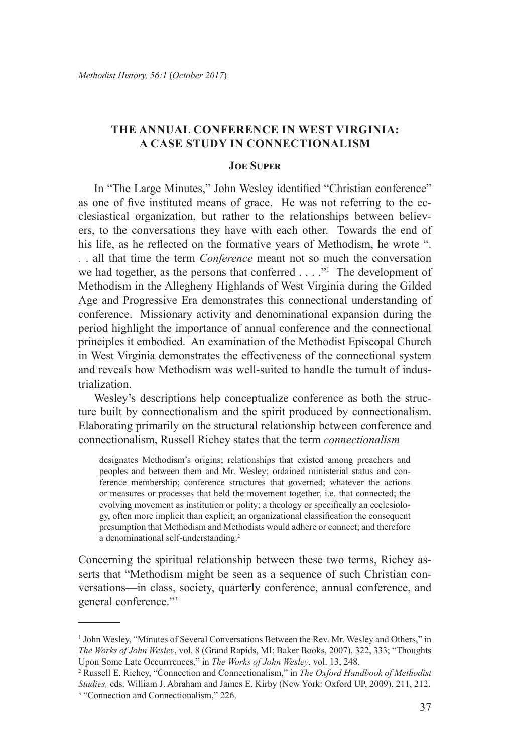## THE ANNUAL CONFERENCE IN WEST VIRGINIA: A CASE STUDY IN CONNECTIONALISM

**Joe Super**

In "The Large Minutes," John Wesley identified "Christian conference" as one of five instituted means of grace. He was not referring to the ecclesiastical organization, but rather to the relationships between believers, to the conversations they have with each other. Towards the end of his life, as he reflected on the formative years of Methodism, he wrote ". . . all that time the term *Conference* meant not so much the conversation we had together, as the persons that conferred . . . ."[1] The development of Methodism in the Allegheny Highlands of West Virginia during the Gilded Age and Progressive Era demonstrates this connectional understanding of conference. Missionary activity and denominational expansion during the period highlight the importance of annual conference and the connectional principles it embodied. An examination of the Methodist Episcopal Church in West Virginia demonstrates the effectiveness of the connectional system and reveals how Methodism was well-suited to handle the tumult of industrialization.

Wesley's descriptions help conceptualize conference as both the structure built by connectionalism and the spirit produced by connectionalism. Elaborating primarily on the structural relationship between conference and connectionalism, Russell Richey states that the term *connectionalism*

> designates Methodism's origins; relationships that existed among preachers and peoples and between them and Mr. Wesley; ordained ministerial status and conference membership; conference structures that governed; whatever the actions or measures or processes that held the movement together, i.e. that connected; the evolving movement as institution or polity; a theology or specifically an ecclesiology, often more implicit than explicit; an organizational classification the consequent presumption that Methodism and Methodists would adhere or connect; and therefore a denominational self-understanding.[2]

Concerning the spiritual relationship between these two terms, Richey asserts that "Methodism might be seen as a sequence of such Christian conversations—in class, society, quarterly conference, annual conference, and general conference."[3]

---

[1] John Wesley, "Minutes of Several Conversations Between the Rev. Mr. Wesley and Others," in *The Works of John Wesley*, vol. 8 (Grand Rapids, MI: Baker Books, 2007), 322, 333; "Thoughts Upon Some Late Occurrrences," in *The Works of John Wesley*, vol. 13, 248.

[2] Russell E. Richey, "Connection and Connectionalism," in *The Oxford Handbook of Methodist Studies,* eds. William J. Abraham and James E. Kirby (New York: Oxford UP, 2009), 211, 212.

[3] "Connection and Connectionalism," 226.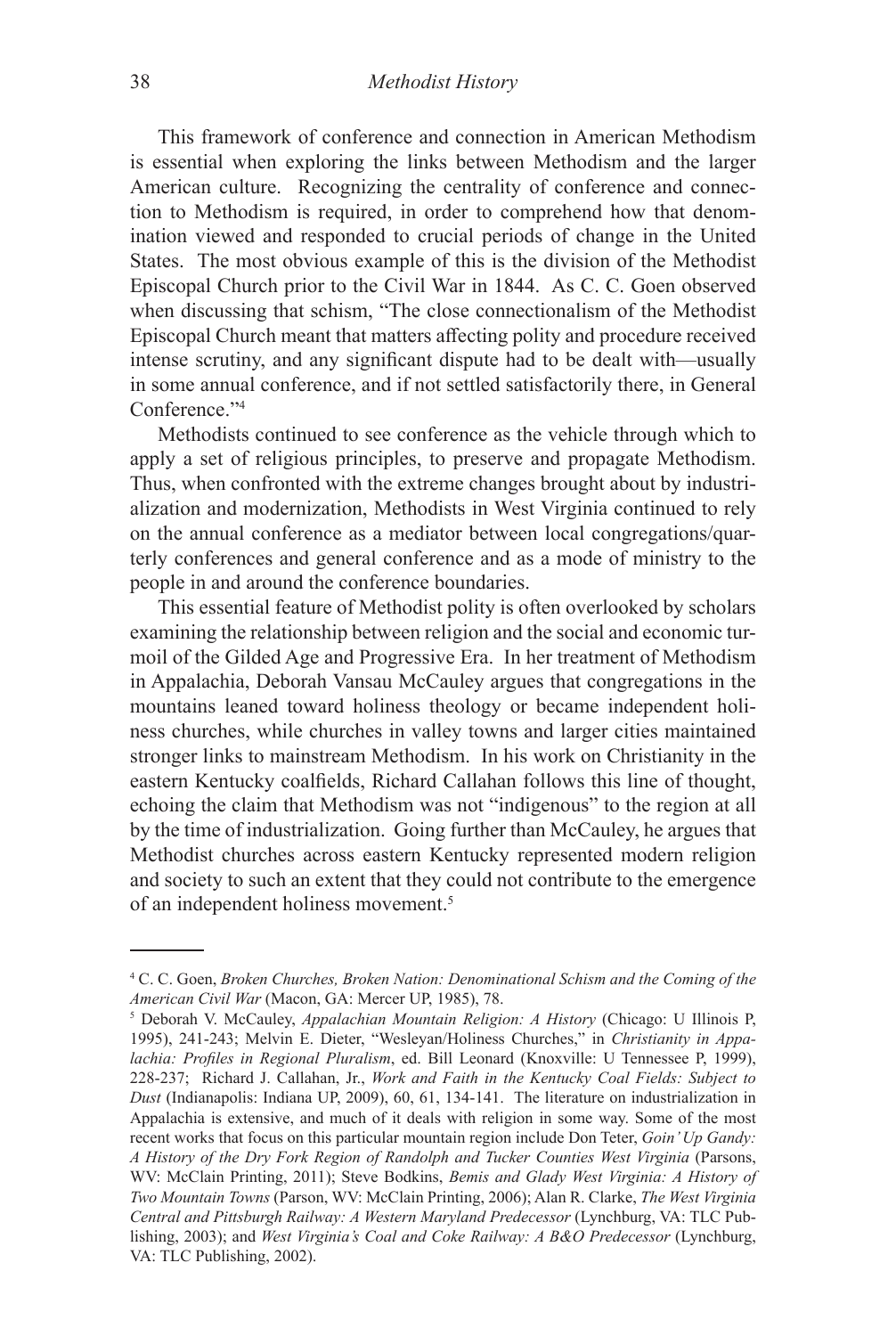This framework of conference and connection in American Methodism is essential when exploring the links between Methodism and the larger American culture. Recognizing the centrality of conference and connection to Methodism is required, in order to comprehend how that denomination viewed and responded to crucial periods of change in the United States. The most obvious example of this is the division of the Methodist Episcopal Church prior to the Civil War in 1844. As C. C. Goen observed when discussing that schism, "The close connectionalism of the Methodist Episcopal Church meant that matters affecting polity and procedure received intense scrutiny, and any significant dispute had to be dealt with—usually in some annual conference, and if not settled satisfactorily there, in General Conference."[4]

Methodists continued to see conference as the vehicle through which to apply a set of religious principles, to preserve and propagate Methodism. Thus, when confronted with the extreme changes brought about by industrialization and modernization, Methodists in West Virginia continued to rely on the annual conference as a mediator between local congregations/quarterly conferences and general conference and as a mode of ministry to the people in and around the conference boundaries.

This essential feature of Methodist polity is often overlooked by scholars examining the relationship between religion and the social and economic turmoil of the Gilded Age and Progressive Era. In her treatment of Methodism in Appalachia, Deborah Vansau McCauley argues that congregations in the mountains leaned toward holiness theology or became independent holiness churches, while churches in valley towns and larger cities maintained stronger links to mainstream Methodism. In his work on Christianity in the eastern Kentucky coalfields, Richard Callahan follows this line of thought, echoing the claim that Methodism was not "indigenous" to the region at all by the time of industrialization. Going further than McCauley, he argues that Methodist churches across eastern Kentucky represented modern religion and society to such an extent that they could not contribute to the emergence of an independent holiness movement.[5]

---

[4] C. C. Goen, *Broken Churches, Broken Nation: Denominational Schism and the Coming of the American Civil War* (Macon, GA: Mercer UP, 1985), 78.

[5] Deborah V. McCauley, *Appalachian Mountain Religion: A History* (Chicago: U Illinois P, 1995), 241-243; Melvin E. Dieter, "Wesleyan/Holiness Churches," in *Christianity in Appalachia: Profiles in Regional Pluralism*, ed. Bill Leonard (Knoxville: U Tennessee P, 1999), 228-237; Richard J. Callahan, Jr., *Work and Faith in the Kentucky Coal Fields: Subject to Dust* (Indianapolis: Indiana UP, 2009), 60, 61, 134-141. The literature on industrialization in Appalachia is extensive, and much of it deals with religion in some way. Some of the most recent works that focus on this particular mountain region include Don Teter, *Goin' Up Gandy: A History of the Dry Fork Region of Randolph and Tucker Counties West Virginia* (Parsons, WV: McClain Printing, 2011); Steve Bodkins, *Bemis and Glady West Virginia: A History of Two Mountain Towns* (Parson, WV: McClain Printing, 2006); Alan R. Clarke, *The West Virginia Central and Pittsburgh Railway: A Western Maryland Predecessor* (Lynchburg, VA: TLC Publishing, 2003); and *West Virginia's Coal and Coke Railway: A B&O Predecessor* (Lynchburg, VA: TLC Publishing, 2002).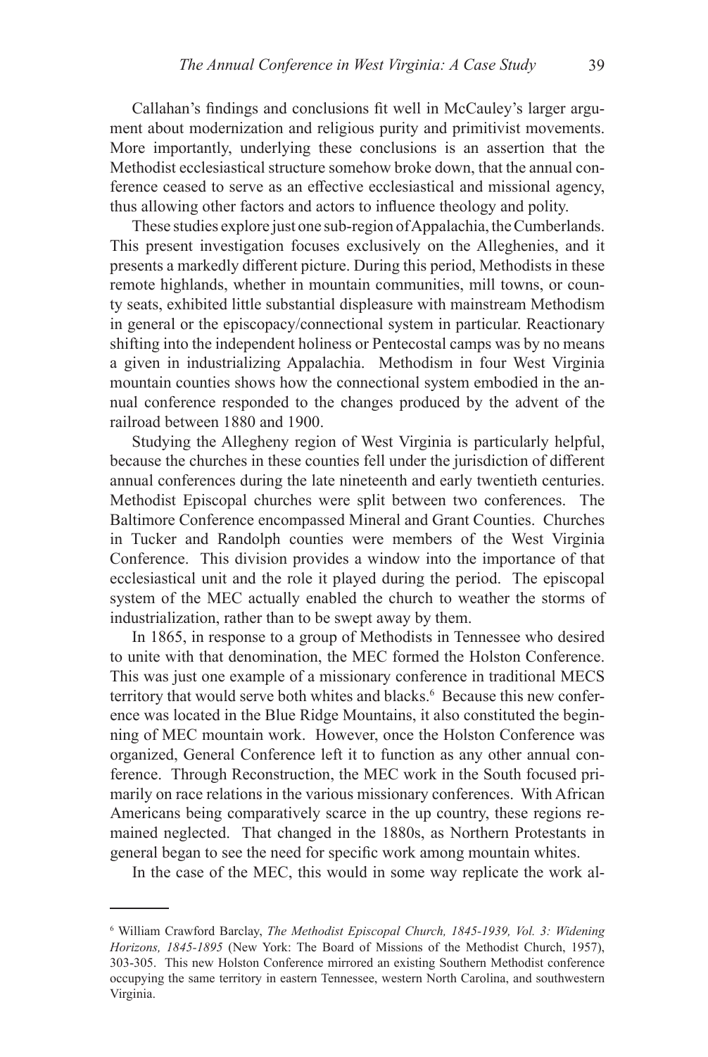Callahan's findings and conclusions fit well in McCauley's larger argument about modernization and religious purity and primitivist movements. More importantly, underlying these conclusions is an assertion that the Methodist ecclesiastical structure somehow broke down, that the annual conference ceased to serve as an effective ecclesiastical and missional agency, thus allowing other factors and actors to influence theology and polity.

These studies explore just one sub-region of Appalachia, the Cumberlands. This present investigation focuses exclusively on the Alleghenies, and it presents a markedly different picture. During this period, Methodists in these remote highlands, whether in mountain communities, mill towns, or county seats, exhibited little substantial displeasure with mainstream Methodism in general or the episcopacy/connectional system in particular. Reactionary shifting into the independent holiness or Pentecostal camps was by no means a given in industrializing Appalachia. Methodism in four West Virginia mountain counties shows how the connectional system embodied in the annual conference responded to the changes produced by the advent of the railroad between 1880 and 1900.

Studying the Allegheny region of West Virginia is particularly helpful, because the churches in these counties fell under the jurisdiction of different annual conferences during the late nineteenth and early twentieth centuries. Methodist Episcopal churches were split between two conferences. The Baltimore Conference encompassed Mineral and Grant Counties. Churches in Tucker and Randolph counties were members of the West Virginia Conference. This division provides a window into the importance of that ecclesiastical unit and the role it played during the period. The episcopal system of the MEC actually enabled the church to weather the storms of industrialization, rather than to be swept away by them.

In 1865, in response to a group of Methodists in Tennessee who desired to unite with that denomination, the MEC formed the Holston Conference. This was just one example of a missionary conference in traditional MECS territory that would serve both whites and blacks.[6] Because this new conference was located in the Blue Ridge Mountains, it also constituted the beginning of MEC mountain work. However, once the Holston Conference was organized, General Conference left it to function as any other annual conference. Through Reconstruction, the MEC work in the South focused primarily on race relations in the various missionary conferences. With African Americans being comparatively scarce in the up country, these regions remained neglected. That changed in the 1880s, as Northern Protestants in general began to see the need for specific work among mountain whites.

In the case of the MEC, this would in some way replicate the work al-

---

[6] William Crawford Barclay, *The Methodist Episcopal Church, 1845-1939, Vol. 3: Widening Horizons, 1845-1895* (New York: The Board of Missions of the Methodist Church, 1957), 303-305. This new Holston Conference mirrored an existing Southern Methodist conference occupying the same territory in eastern Tennessee, western North Carolina, and southwestern Virginia.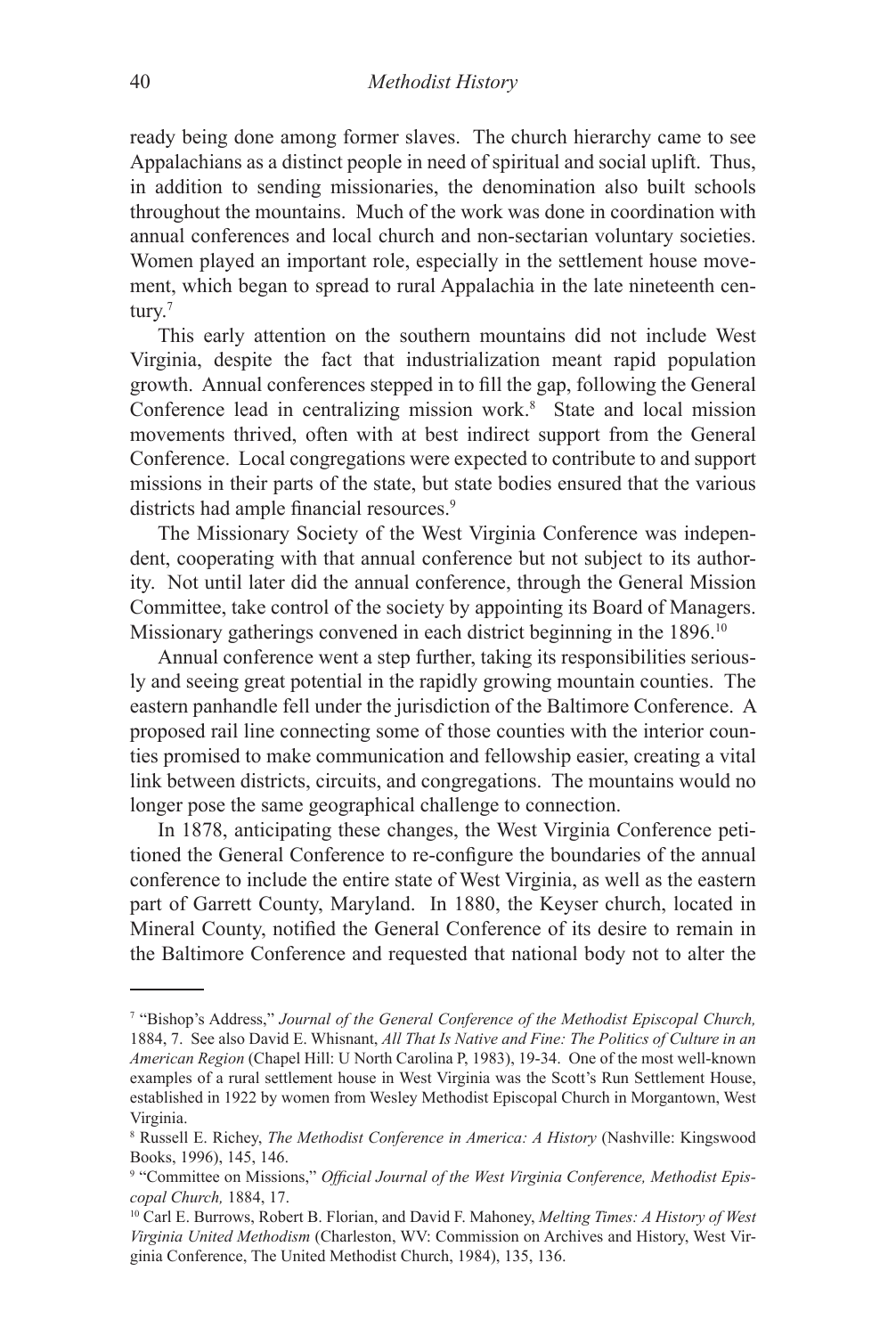ready being done among former slaves. The church hierarchy came to see Appalachians as a distinct people in need of spiritual and social uplift. Thus, in addition to sending missionaries, the denomination also built schools throughout the mountains. Much of the work was done in coordination with annual conferences and local church and non-sectarian voluntary societies. Women played an important role, especially in the settlement house movement, which began to spread to rural Appalachia in the late nineteenth century.[7]

This early attention on the southern mountains did not include West Virginia, despite the fact that industrialization meant rapid population growth. Annual conferences stepped in to fill the gap, following the General Conference lead in centralizing mission work.[8] State and local mission movements thrived, often with at best indirect support from the General Conference. Local congregations were expected to contribute to and support missions in their parts of the state, but state bodies ensured that the various districts had ample financial resources.[9]

The Missionary Society of the West Virginia Conference was independent, cooperating with that annual conference but not subject to its authority. Not until later did the annual conference, through the General Mission Committee, take control of the society by appointing its Board of Managers. Missionary gatherings convened in each district beginning in the 1896.[10]

Annual conference went a step further, taking its responsibilities seriously and seeing great potential in the rapidly growing mountain counties. The eastern panhandle fell under the jurisdiction of the Baltimore Conference. A proposed rail line connecting some of those counties with the interior counties promised to make communication and fellowship easier, creating a vital link between districts, circuits, and congregations. The mountains would no longer pose the same geographical challenge to connection.

In 1878, anticipating these changes, the West Virginia Conference petitioned the General Conference to re-configure the boundaries of the annual conference to include the entire state of West Virginia, as well as the eastern part of Garrett County, Maryland. In 1880, the Keyser church, located in Mineral County, notified the General Conference of its desire to remain in the Baltimore Conference and requested that national body not to alter the

---

[7] "Bishop's Address," *Journal of the General Conference of the Methodist Episcopal Church,* 1884, 7. See also David E. Whisnant, *All That Is Native and Fine: The Politics of Culture in an American Region* (Chapel Hill: U North Carolina P, 1983), 19-34. One of the most well-known examples of a rural settlement house in West Virginia was the Scott's Run Settlement House, established in 1922 by women from Wesley Methodist Episcopal Church in Morgantown, West Virginia.

[8] Russell E. Richey, *The Methodist Conference in America: A History* (Nashville: Kingswood Books, 1996), 145, 146.

[9] "Committee on Missions," *Official Journal of the West Virginia Conference, Methodist Episcopal Church,* 1884, 17.

[10] Carl E. Burrows, Robert B. Florian, and David F. Mahoney, *Melting Times: A History of West Virginia United Methodism* (Charleston, WV: Commission on Archives and History, West Virginia Conference, The United Methodist Church, 1984), 135, 136.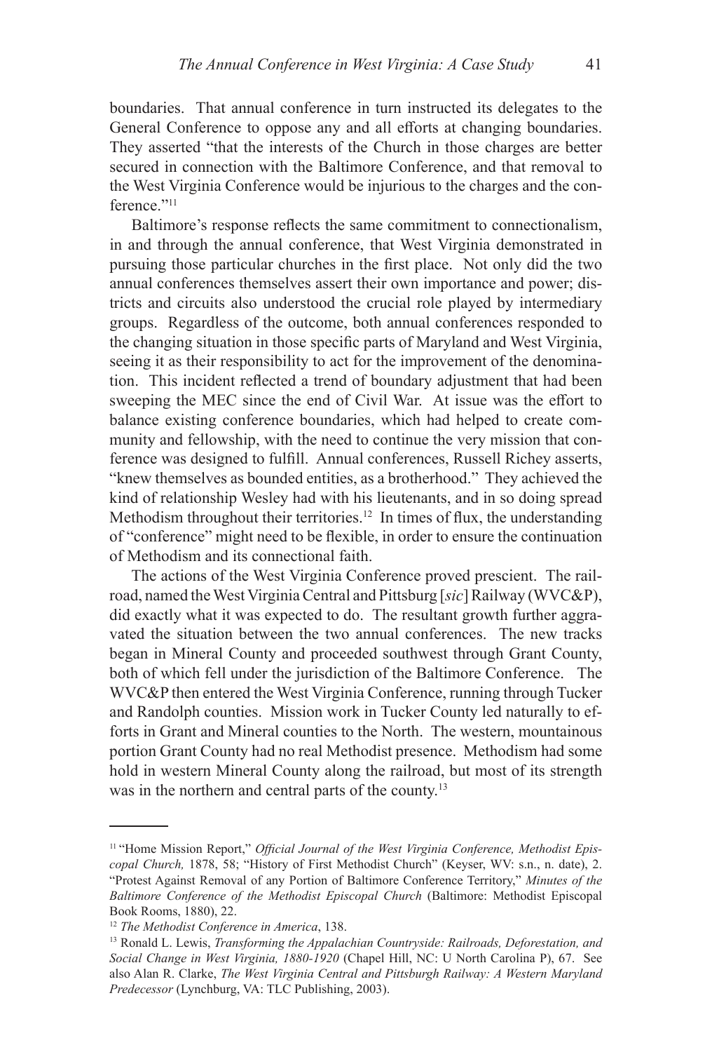boundaries. That annual conference in turn instructed its delegates to the General Conference to oppose any and all efforts at changing boundaries. They asserted "that the interests of the Church in those charges are better secured in connection with the Baltimore Conference, and that removal to the West Virginia Conference would be injurious to the charges and the conference."[11]

Baltimore's response reflects the same commitment to connectionalism, in and through the annual conference, that West Virginia demonstrated in pursuing those particular churches in the first place. Not only did the two annual conferences themselves assert their own importance and power; districts and circuits also understood the crucial role played by intermediary groups. Regardless of the outcome, both annual conferences responded to the changing situation in those specific parts of Maryland and West Virginia, seeing it as their responsibility to act for the improvement of the denomination. This incident reflected a trend of boundary adjustment that had been sweeping the MEC since the end of Civil War. At issue was the effort to balance existing conference boundaries, which had helped to create community and fellowship, with the need to continue the very mission that conference was designed to fulfill. Annual conferences, Russell Richey asserts, "knew themselves as bounded entities, as a brotherhood." They achieved the kind of relationship Wesley had with his lieutenants, and in so doing spread Methodism throughout their territories.[12] In times of flux, the understanding of "conference" might need to be flexible, in order to ensure the continuation of Methodism and its connectional faith.

The actions of the West Virginia Conference proved prescient. The railroad, named the West Virginia Central and Pittsburg [*sic*] Railway (WVC&P), did exactly what it was expected to do. The resultant growth further aggravated the situation between the two annual conferences. The new tracks began in Mineral County and proceeded southwest through Grant County, both of which fell under the jurisdiction of the Baltimore Conference. The WVC&P then entered the West Virginia Conference, running through Tucker and Randolph counties. Mission work in Tucker County led naturally to efforts in Grant and Mineral counties to the North. The western, mountainous portion Grant County had no real Methodist presence. Methodism had some hold in western Mineral County along the railroad, but most of its strength was in the northern and central parts of the county.[13]

---

[11] "Home Mission Report," *Official Journal of the West Virginia Conference, Methodist Episcopal Church,* 1878, 58; "History of First Methodist Church" (Keyser, WV: s.n., n. date), 2. "Protest Against Removal of any Portion of Baltimore Conference Territory," *Minutes of the Baltimore Conference of the Methodist Episcopal Church* (Baltimore: Methodist Episcopal Book Rooms, 1880), 22.

[12] *The Methodist Conference in America*, 138.

[13] Ronald L. Lewis, *Transforming the Appalachian Countryside: Railroads, Deforestation, and Social Change in West Virginia, 1880-1920* (Chapel Hill, NC: U North Carolina P), 67. See also Alan R. Clarke, *The West Virginia Central and Pittsburgh Railway: A Western Maryland Predecessor* (Lynchburg, VA: TLC Publishing, 2003).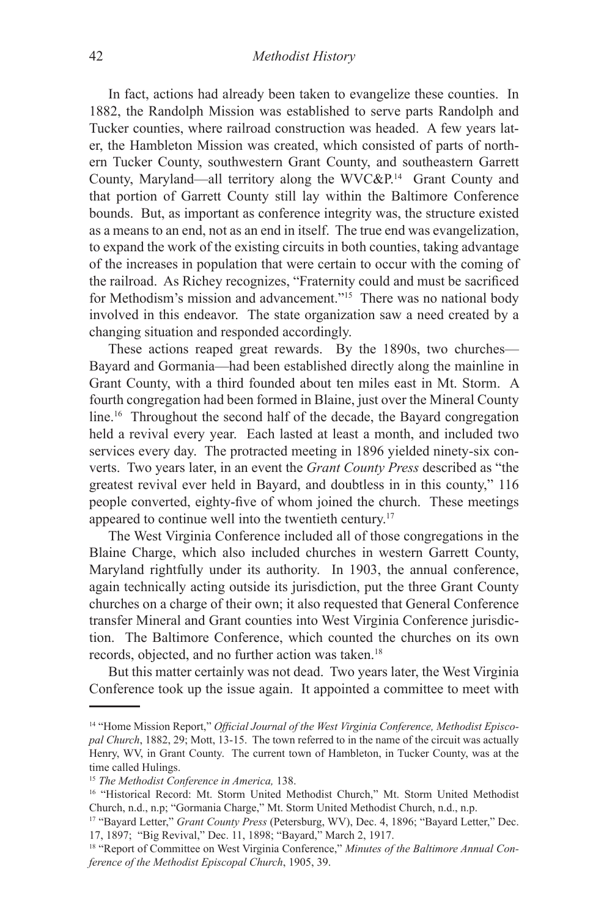In fact, actions had already been taken to evangelize these counties. In 1882, the Randolph Mission was established to serve parts Randolph and Tucker counties, where railroad construction was headed. A few years later, the Hambleton Mission was created, which consisted of parts of northern Tucker County, southwestern Grant County, and southeastern Garrett County, Maryland—all territory along the WVC&P.[14] Grant County and that portion of Garrett County still lay within the Baltimore Conference bounds. But, as important as conference integrity was, the structure existed as a means to an end, not as an end in itself. The true end was evangelization, to expand the work of the existing circuits in both counties, taking advantage of the increases in population that were certain to occur with the coming of the railroad. As Richey recognizes, "Fraternity could and must be sacrificed for Methodism's mission and advancement."[15] There was no national body involved in this endeavor. The state organization saw a need created by a changing situation and responded accordingly.

These actions reaped great rewards. By the 1890s, two churches—Bayard and Gormania—had been established directly along the mainline in Grant County, with a third founded about ten miles east in Mt. Storm. A fourth congregation had been formed in Blaine, just over the Mineral County line.[16] Throughout the second half of the decade, the Bayard congregation held a revival every year. Each lasted at least a month, and included two services every day. The protracted meeting in 1896 yielded ninety-six converts. Two years later, in an event the *Grant County Press* described as "the greatest revival ever held in Bayard, and doubtless in in this county," 116 people converted, eighty-five of whom joined the church. These meetings appeared to continue well into the twentieth century.[17]

The West Virginia Conference included all of those congregations in the Blaine Charge, which also included churches in western Garrett County, Maryland rightfully under its authority. In 1903, the annual conference, again technically acting outside its jurisdiction, put the three Grant County churches on a charge of their own; it also requested that General Conference transfer Mineral and Grant counties into West Virginia Conference jurisdiction. The Baltimore Conference, which counted the churches on its own records, objected, and no further action was taken.[18]

But this matter certainly was not dead. Two years later, the West Virginia Conference took up the issue again. It appointed a committee to meet with

---

[14] "Home Mission Report," *Official Journal of the West Virginia Conference, Methodist Episcopal Church*, 1882, 29; Mott, 13-15. The town referred to in the name of the circuit was actually Henry, WV, in Grant County. The current town of Hambleton, in Tucker County, was at the time called Hulings.

[15] *The Methodist Conference in America,* 138.

[16] "Historical Record: Mt. Storm United Methodist Church," Mt. Storm United Methodist Church, n.d., n.p; "Gormania Charge," Mt. Storm United Methodist Church, n.d., n.p.

[17] "Bayard Letter," *Grant County Press* (Petersburg, WV), Dec. 4, 1896; "Bayard Letter," Dec. 17, 1897; "Big Revival," Dec. 11, 1898; "Bayard," March 2, 1917.

[18] "Report of Committee on West Virginia Conference," *Minutes of the Baltimore Annual Conference of the Methodist Episcopal Church*, 1905, 39.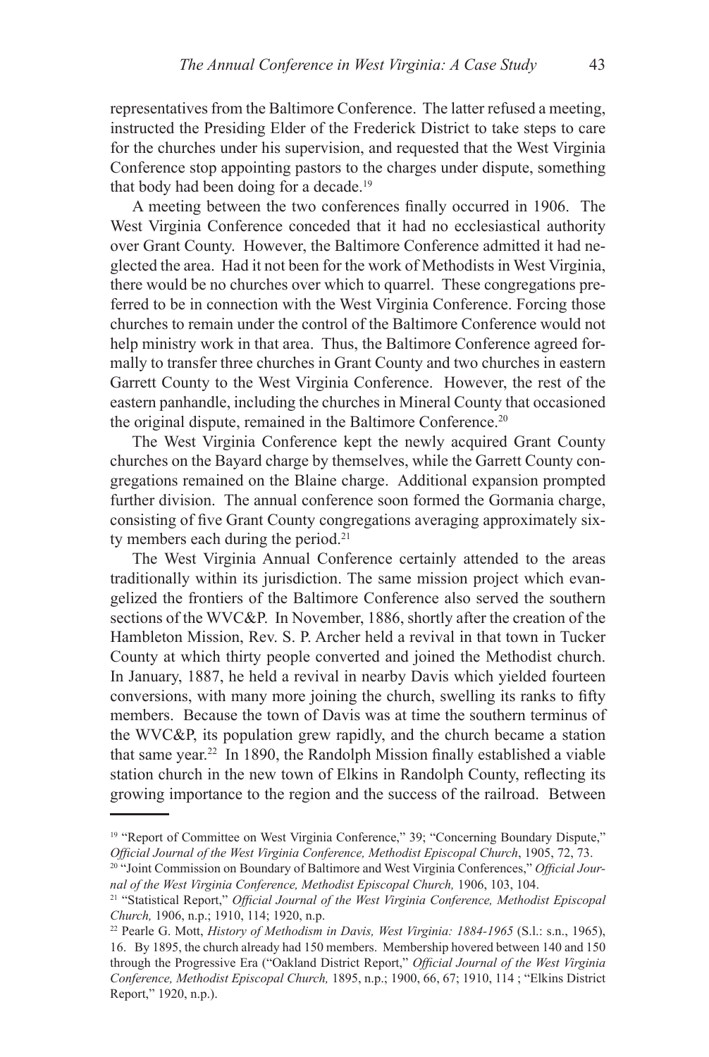representatives from the Baltimore Conference. The latter refused a meeting, instructed the Presiding Elder of the Frederick District to take steps to care for the churches under his supervision, and requested that the West Virginia Conference stop appointing pastors to the charges under dispute, something that body had been doing for a decade.[19]

A meeting between the two conferences finally occurred in 1906. The West Virginia Conference conceded that it had no ecclesiastical authority over Grant County. However, the Baltimore Conference admitted it had neglected the area. Had it not been for the work of Methodists in West Virginia, there would be no churches over which to quarrel. These congregations preferred to be in connection with the West Virginia Conference. Forcing those churches to remain under the control of the Baltimore Conference would not help ministry work in that area. Thus, the Baltimore Conference agreed formally to transfer three churches in Grant County and two churches in eastern Garrett County to the West Virginia Conference. However, the rest of the eastern panhandle, including the churches in Mineral County that occasioned the original dispute, remained in the Baltimore Conference.[20]

The West Virginia Conference kept the newly acquired Grant County churches on the Bayard charge by themselves, while the Garrett County congregations remained on the Blaine charge. Additional expansion prompted further division. The annual conference soon formed the Gormania charge, consisting of five Grant County congregations averaging approximately sixty members each during the period.[21]

The West Virginia Annual Conference certainly attended to the areas traditionally within its jurisdiction. The same mission project which evangelized the frontiers of the Baltimore Conference also served the southern sections of the WVC&P. In November, 1886, shortly after the creation of the Hambleton Mission, Rev. S. P. Archer held a revival in that town in Tucker County at which thirty people converted and joined the Methodist church. In January, 1887, he held a revival in nearby Davis which yielded fourteen conversions, with many more joining the church, swelling its ranks to fifty members. Because the town of Davis was at time the southern terminus of the WVC&P, its population grew rapidly, and the church became a station that same year.[22] In 1890, the Randolph Mission finally established a viable station church in the new town of Elkins in Randolph County, reflecting its growing importance to the region and the success of the railroad. Between

---

[19] "Report of Committee on West Virginia Conference," 39; "Concerning Boundary Dispute," *Official Journal of the West Virginia Conference, Methodist Episcopal Church*, 1905, 72, 73.

[20] "Joint Commission on Boundary of Baltimore and West Virginia Conferences," *Official Journal of the West Virginia Conference, Methodist Episcopal Church,* 1906, 103, 104.

[21] "Statistical Report," *Official Journal of the West Virginia Conference, Methodist Episcopal Church,* 1906, n.p.; 1910, 114; 1920, n.p.

[22] Pearle G. Mott, *History of Methodism in Davis, West Virginia: 1884-1965* (S.l.: s.n., 1965), 16. By 1895, the church already had 150 members. Membership hovered between 140 and 150 through the Progressive Era ("Oakland District Report," *Official Journal of the West Virginia Conference, Methodist Episcopal Church,* 1895, n.p.; 1900, 66, 67; 1910, 114 ; "Elkins District Report," 1920, n.p.).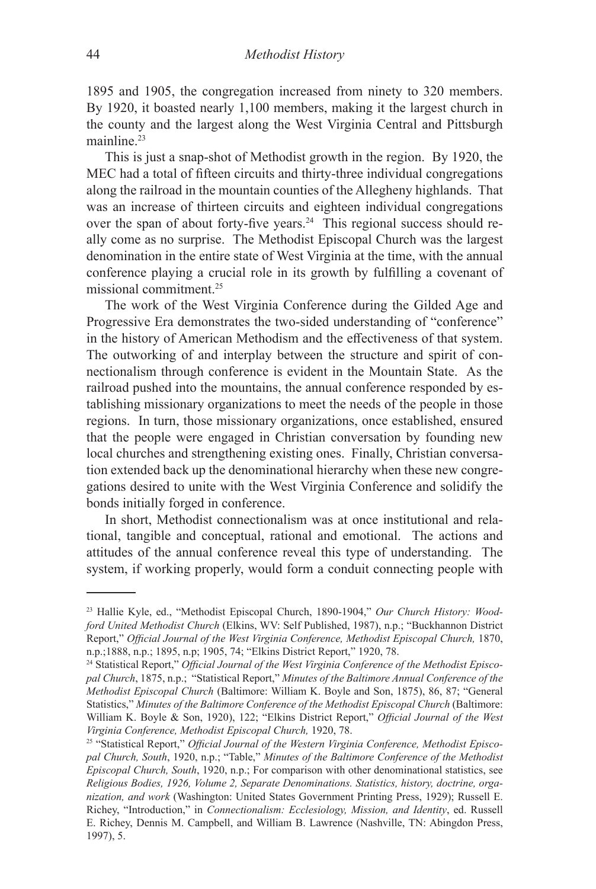1895 and 1905, the congregation increased from ninety to 320 members. By 1920, it boasted nearly 1,100 members, making it the largest church in the county and the largest along the West Virginia Central and Pittsburgh mainline.[23]

This is just a snap-shot of Methodist growth in the region. By 1920, the MEC had a total of fifteen circuits and thirty-three individual congregations along the railroad in the mountain counties of the Allegheny highlands. That was an increase of thirteen circuits and eighteen individual congregations over the span of about forty-five years.[24] This regional success should really come as no surprise. The Methodist Episcopal Church was the largest denomination in the entire state of West Virginia at the time, with the annual conference playing a crucial role in its growth by fulfilling a covenant of missional commitment.[25]

The work of the West Virginia Conference during the Gilded Age and Progressive Era demonstrates the two-sided understanding of "conference" in the history of American Methodism and the effectiveness of that system. The outworking of and interplay between the structure and spirit of connectionalism through conference is evident in the Mountain State. As the railroad pushed into the mountains, the annual conference responded by establishing missionary organizations to meet the needs of the people in those regions. In turn, those missionary organizations, once established, ensured that the people were engaged in Christian conversation by founding new local churches and strengthening existing ones. Finally, Christian conversation extended back up the denominational hierarchy when these new congregations desired to unite with the West Virginia Conference and solidify the bonds initially forged in conference.

In short, Methodist connectionalism was at once institutional and relational, tangible and conceptual, rational and emotional. The actions and attitudes of the annual conference reveal this type of understanding. The system, if working properly, would form a conduit connecting people with

---

[23] Hallie Kyle, ed., "Methodist Episcopal Church, 1890-1904," *Our Church History: Woodford United Methodist Church* (Elkins, WV: Self Published, 1987), n.p.; "Buckhannon District Report," *Official Journal of the West Virginia Conference, Methodist Episcopal Church,* 1870, n.p.;1888, n.p.; 1895, n.p; 1905, 74; "Elkins District Report," 1920, 78.

[24] Statistical Report," *Official Journal of the West Virginia Conference of the Methodist Episcopal Church*, 1875, n.p.; "Statistical Report," *Minutes of the Baltimore Annual Conference of the Methodist Episcopal Church* (Baltimore: William K. Boyle and Son, 1875), 86, 87; "General Statistics," *Minutes of the Baltimore Conference of the Methodist Episcopal Church* (Baltimore: William K. Boyle & Son, 1920), 122; "Elkins District Report," *Official Journal of the West Virginia Conference, Methodist Episcopal Church,* 1920, 78.

[25] "Statistical Report," *Official Journal of the Western Virginia Conference, Methodist Episcopal Church, South*, 1920, n.p.; "Table," *Minutes of the Baltimore Conference of the Methodist Episcopal Church, South*, 1920, n.p.; For comparison with other denominational statistics, see *Religious Bodies, 1926, Volume 2, Separate Denominations. Statistics, history, doctrine, organization, and work* (Washington: United States Government Printing Press, 1929); Russell E. Richey, "Introduction," in *Connectionalism: Ecclesiology, Mission, and Identity*, ed. Russell E. Richey, Dennis M. Campbell, and William B. Lawrence (Nashville, TN: Abingdon Press, 1997), 5.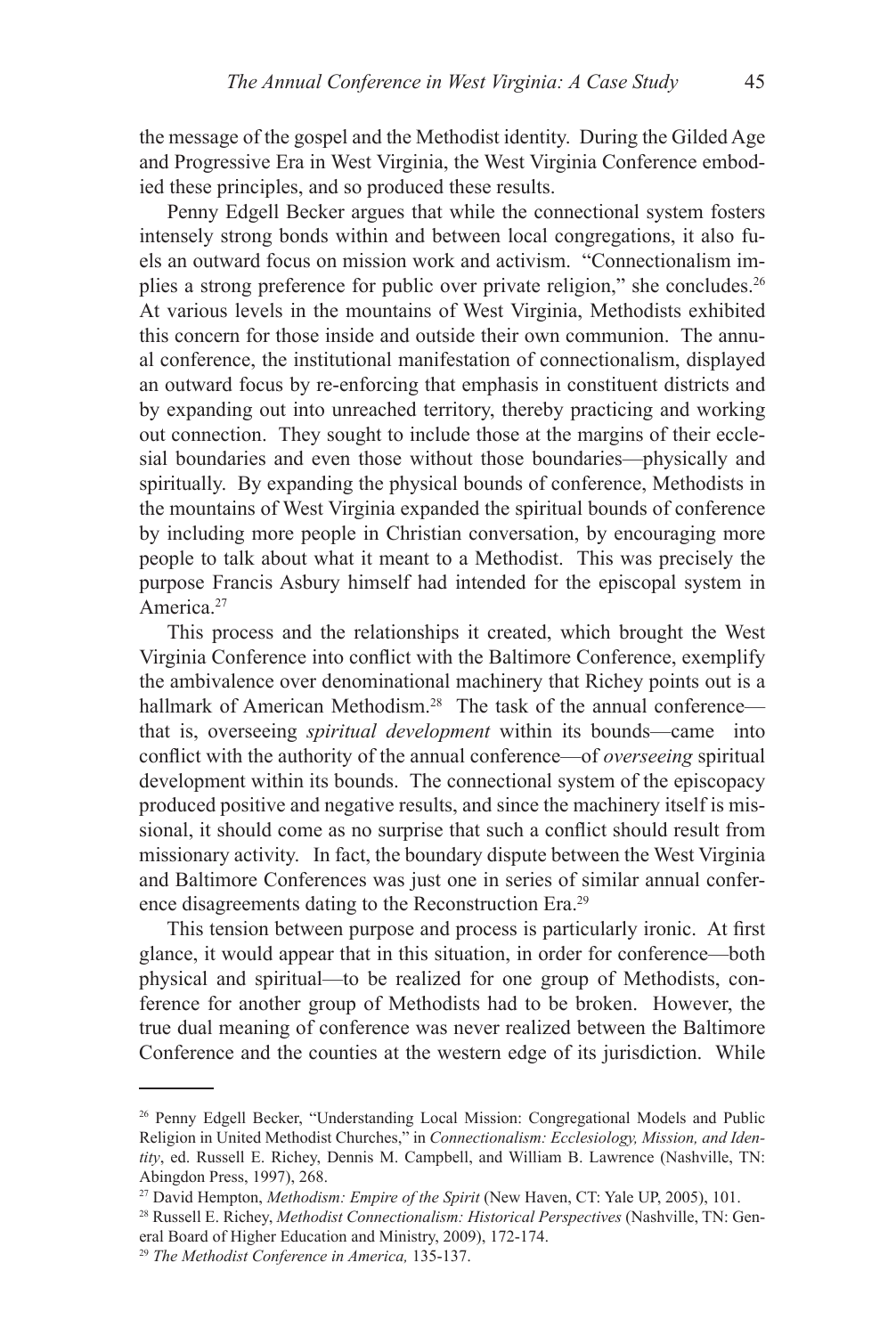the message of the gospel and the Methodist identity. During the Gilded Age and Progressive Era in West Virginia, the West Virginia Conference embodied these principles, and so produced these results.

Penny Edgell Becker argues that while the connectional system fosters intensely strong bonds within and between local congregations, it also fuels an outward focus on mission work and activism. "Connectionalism implies a strong preference for public over private religion," she concludes.[26] At various levels in the mountains of West Virginia, Methodists exhibited this concern for those inside and outside their own communion. The annual conference, the institutional manifestation of connectionalism, displayed an outward focus by re-enforcing that emphasis in constituent districts and by expanding out into unreached territory, thereby practicing and working out connection. They sought to include those at the margins of their ecclesial boundaries and even those without those boundaries—physically and spiritually. By expanding the physical bounds of conference, Methodists in the mountains of West Virginia expanded the spiritual bounds of conference by including more people in Christian conversation, by encouraging more people to talk about what it meant to a Methodist. This was precisely the purpose Francis Asbury himself had intended for the episcopal system in America.[27]

This process and the relationships it created, which brought the West Virginia Conference into conflict with the Baltimore Conference, exemplify the ambivalence over denominational machinery that Richey points out is a hallmark of American Methodism.[28] The task of the annual conference—that is, overseeing *spiritual development* within its bounds—came into conflict with the authority of the annual conference—of *overseeing* spiritual development within its bounds. The connectional system of the episcopacy produced positive and negative results, and since the machinery itself is missional, it should come as no surprise that such a conflict should result from missionary activity. In fact, the boundary dispute between the West Virginia and Baltimore Conferences was just one in series of similar annual conference disagreements dating to the Reconstruction Era.[29]

This tension between purpose and process is particularly ironic. At first glance, it would appear that in this situation, in order for conference—both physical and spiritual—to be realized for one group of Methodists, conference for another group of Methodists had to be broken. However, the true dual meaning of conference was never realized between the Baltimore Conference and the counties at the western edge of its jurisdiction. While

---

[26] Penny Edgell Becker, "Understanding Local Mission: Congregational Models and Public Religion in United Methodist Churches," in *Connectionalism: Ecclesiology, Mission, and Identity*, ed. Russell E. Richey, Dennis M. Campbell, and William B. Lawrence (Nashville, TN: Abingdon Press, 1997), 268.

[27] David Hempton, *Methodism: Empire of the Spirit* (New Haven, CT: Yale UP, 2005), 101.

[28] Russell E. Richey, *Methodist Connectionalism: Historical Perspectives* (Nashville, TN: General Board of Higher Education and Ministry, 2009), 172-174.

[29] *The Methodist Conference in America,* 135-137.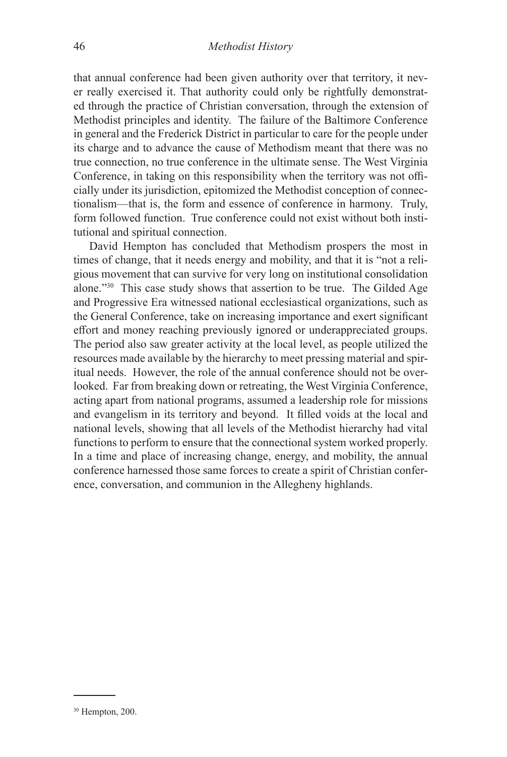that annual conference had been given authority over that territory, it never really exercised it. That authority could only be rightfully demonstrated through the practice of Christian conversation, through the extension of Methodist principles and identity. The failure of the Baltimore Conference in general and the Frederick District in particular to care for the people under its charge and to advance the cause of Methodism meant that there was no true connection, no true conference in the ultimate sense. The West Virginia Conference, in taking on this responsibility when the territory was not officially under its jurisdiction, epitomized the Methodist conception of connectionalism—that is, the form and essence of conference in harmony. Truly, form followed function. True conference could not exist without both institutional and spiritual connection.

David Hempton has concluded that Methodism prospers the most in times of change, that it needs energy and mobility, and that it is "not a religious movement that can survive for very long on institutional consolidation alone."[30] This case study shows that assertion to be true. The Gilded Age and Progressive Era witnessed national ecclesiastical organizations, such as the General Conference, take on increasing importance and exert significant effort and money reaching previously ignored or underappreciated groups. The period also saw greater activity at the local level, as people utilized the resources made available by the hierarchy to meet pressing material and spiritual needs. However, the role of the annual conference should not be overlooked. Far from breaking down or retreating, the West Virginia Conference, acting apart from national programs, assumed a leadership role for missions and evangelism in its territory and beyond. It filled voids at the local and national levels, showing that all levels of the Methodist hierarchy had vital functions to perform to ensure that the connectional system worked properly. In a time and place of increasing change, energy, and mobility, the annual conference harnessed those same forces to create a spirit of Christian conference, conversation, and communion in the Allegheny highlands.

---

[30] Hempton, 200.